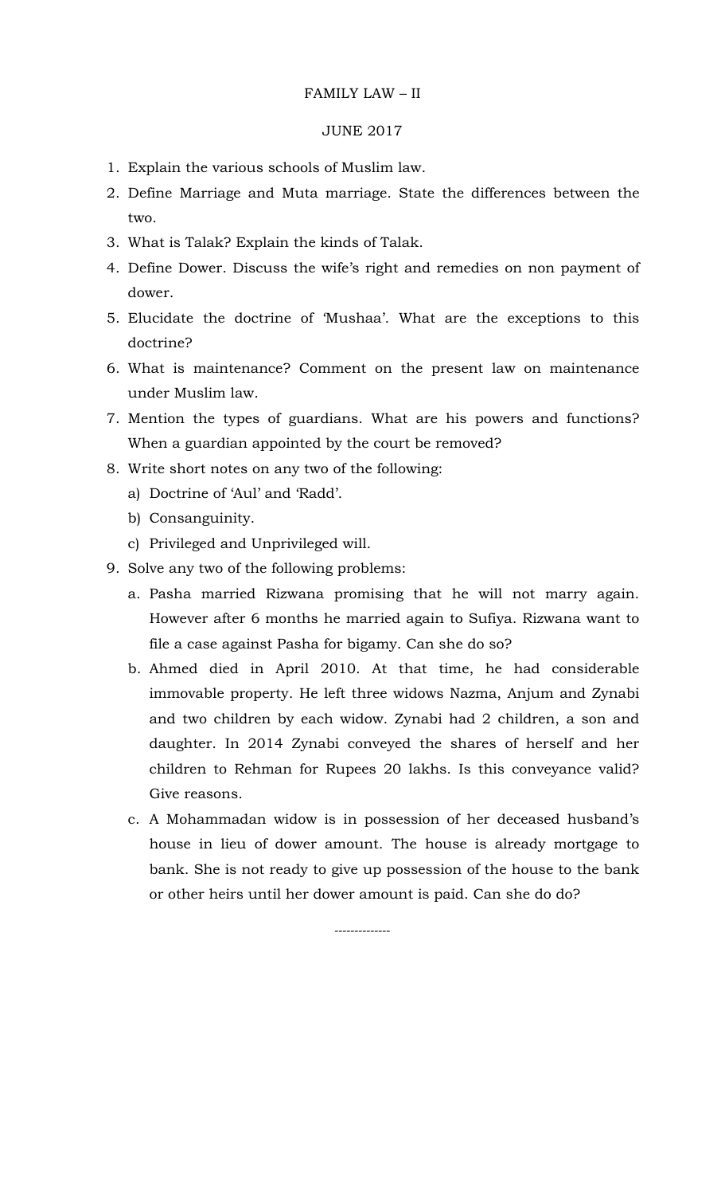# FAMILY LAW – II

## JUNE 2017

1. Explain the various schools of Muslim law.
2. Define Marriage and Muta marriage. State the differences between the two.
3. What is Talak? Explain the kinds of Talak.
4. Define Dower. Discuss the wife's right and remedies on non payment of dower.
5. Elucidate the doctrine of 'Mushaa'. What are the exceptions to this doctrine?
6. What is maintenance? Comment on the present law on maintenance under Muslim law.
7. Mention the types of guardians. What are his powers and functions? When a guardian appointed by the court be removed?
8. Write short notes on any two of the following:
   a) Doctrine of 'Aul' and 'Radd'.
   b) Consanguinity.
   c) Privileged and Unprivileged will.
9. Solve any two of the following problems:
   a. Pasha married Rizwana promising that he will not marry again. However after 6 months he married again to Sufiya. Rizwana want to file a case against Pasha for bigamy. Can she do so?
   b. Ahmed died in April 2010. At that time, he had considerable immovable property. He left three widows Nazma, Anjum and Zynabi and two children by each widow. Zynabi had 2 children, a son and daughter. In 2014 Zynabi conveyed the shares of herself and her children to Rehman for Rupees 20 lakhs. Is this conveyance valid? Give reasons.
   c. A Mohammadan widow is in possession of her deceased husband's house in lieu of dower amount. The house is already mortgage to bank. She is not ready to give up possession of the house to the bank or other heirs until her dower amount is paid. Can she do do?

--------------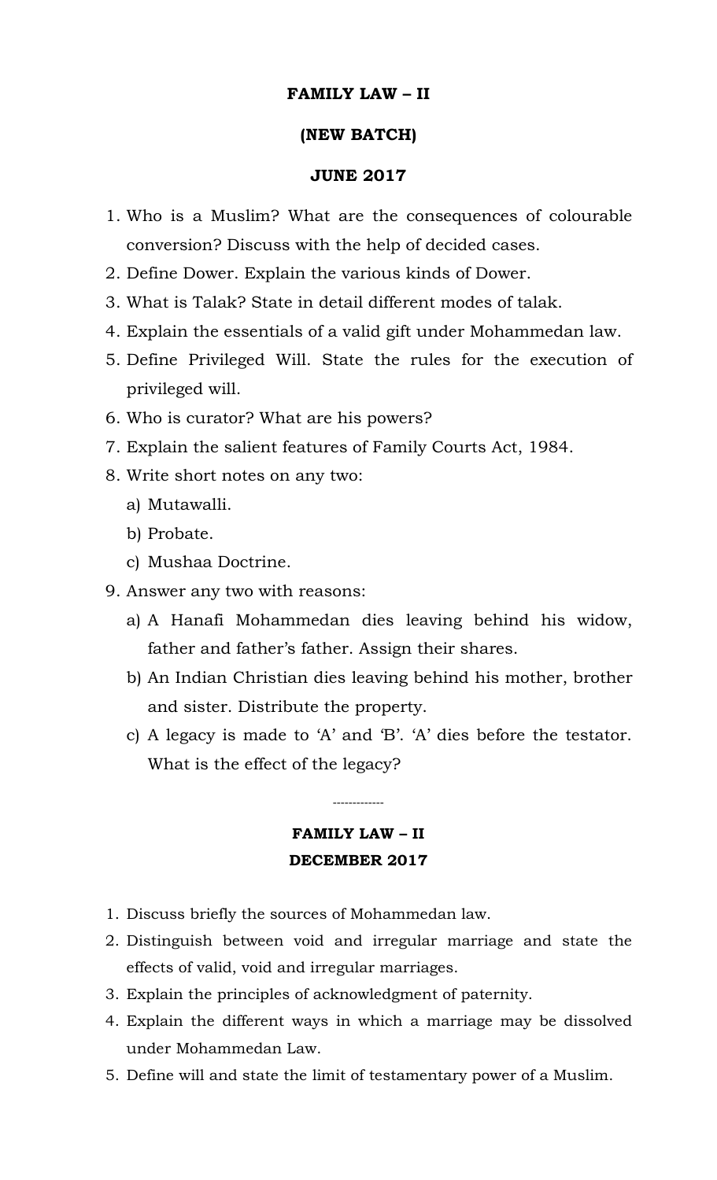**FAMILY LAW – II**

**(NEW BATCH)**

**JUNE 2017**

1. Who is a Muslim? What are the consequences of colourable conversion? Discuss with the help of decided cases.
2. Define Dower. Explain the various kinds of Dower.
3. What is Talak? State in detail different modes of talak.
4. Explain the essentials of a valid gift under Mohammedan law.
5. Define Privileged Will. State the rules for the execution of privileged will.
6. Who is curator? What are his powers?
7. Explain the salient features of Family Courts Act, 1984.
8. Write short notes on any two:
   a) Mutawalli.
   b) Probate.
   c) Mushaa Doctrine.
9. Answer any two with reasons:
   a) A Hanafi Mohammedan dies leaving behind his widow, father and father's father. Assign their shares.
   b) An Indian Christian dies leaving behind his mother, brother and sister. Distribute the property.
   c) A legacy is made to 'A' and 'B'. 'A' dies before the testator. What is the effect of the legacy?

-------------

**FAMILY LAW – II**

**DECEMBER 2017**

1. Discuss briefly the sources of Mohammedan law.
2. Distinguish between void and irregular marriage and state the effects of valid, void and irregular marriages.
3. Explain the principles of acknowledgment of paternity.
4. Explain the different ways in which a marriage may be dissolved under Mohammedan Law.
5. Define will and state the limit of testamentary power of a Muslim.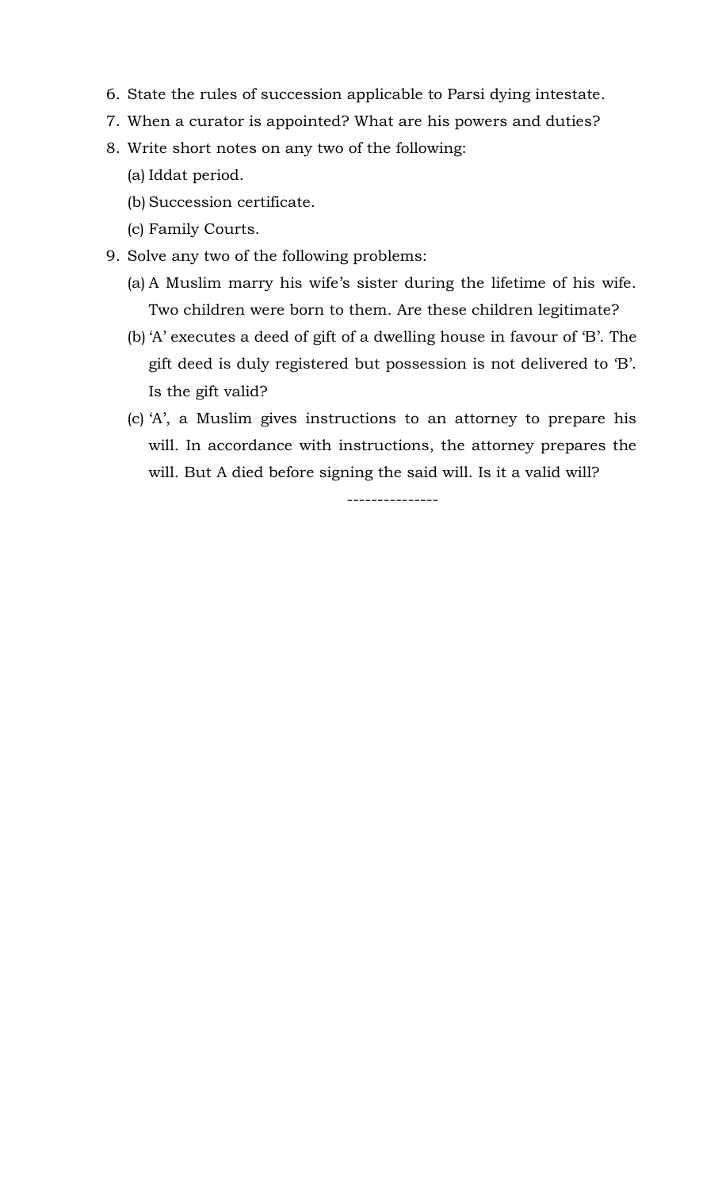6. State the rules of succession applicable to Parsi dying intestate.
7. When a curator is appointed? What are his powers and duties?
8. Write short notes on any two of the following:
   (a) Iddat period.
   (b) Succession certificate.
   (c) Family Courts.
9. Solve any two of the following problems:
   (a) A Muslim marry his wife's sister during the lifetime of his wife. Two children were born to them. Are these children legitimate?
   (b) 'A' executes a deed of gift of a dwelling house in favour of 'B'. The gift deed is duly registered but possession is not delivered to 'B'. Is the gift valid?
   (c) 'A', a Muslim gives instructions to an attorney to prepare his will. In accordance with instructions, the attorney prepares the will. But A died before signing the said will. Is it a valid will?

---------------